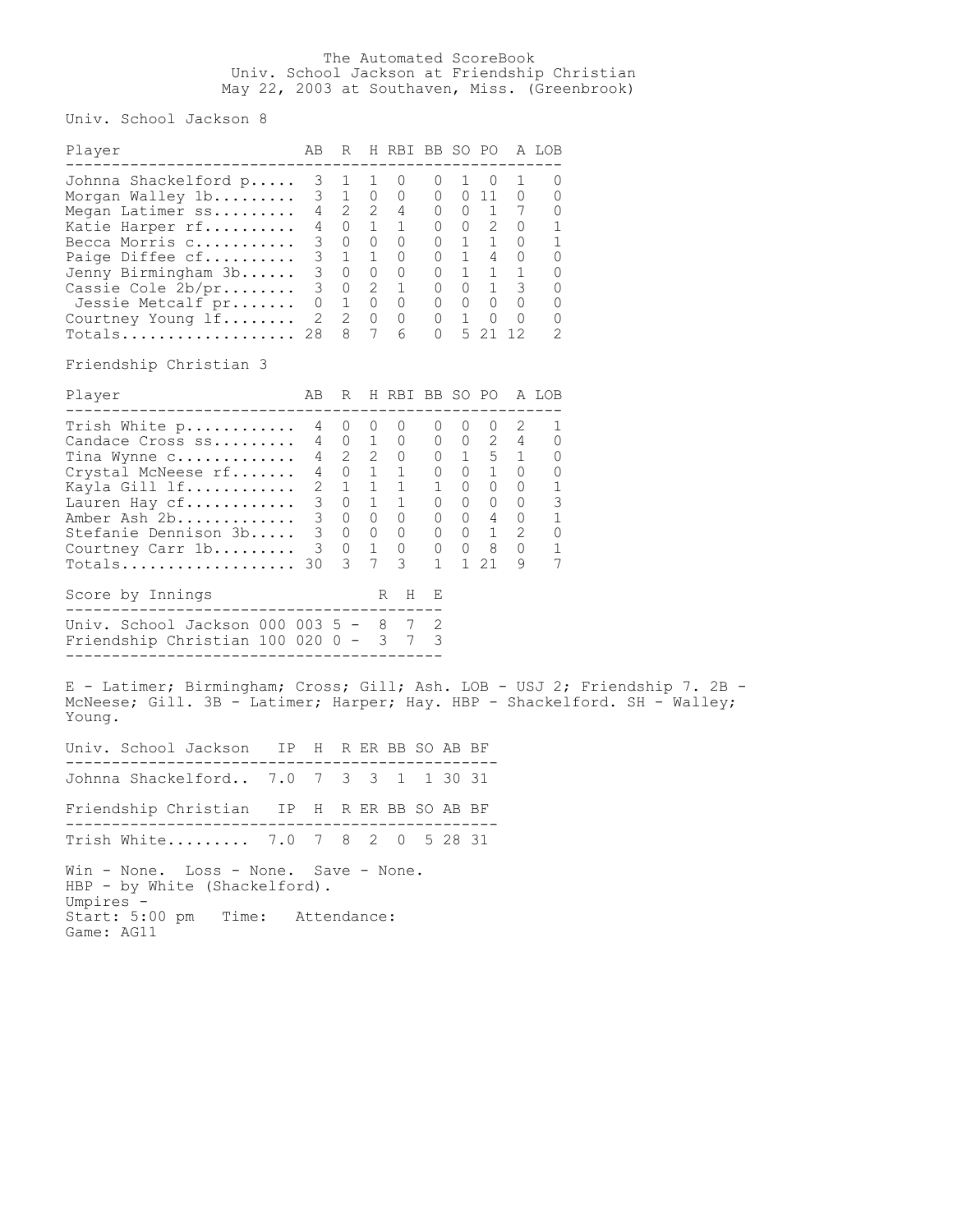The Automated ScoreBook
Univ. School Jackson at Friendship Christian
May 22, 2003 at Southaven, Miss. (Greenbrook)

Univ. School Jackson 8

| Player | AB | R | H | RBI | BB | SO | PO | A | LOB |
|---|---|---|---|---|---|---|---|---|---|
| Johnna Shackelford p | 3 | 1 | 1 | 0 | 0 | 1 | 0 | 1 | 0 |
| Morgan Walley 1b | 3 | 1 | 0 | 0 | 0 | 0 | 11 | 0 | 0 |
| Megan Latimer ss | 4 | 2 | 2 | 4 | 0 | 0 | 1 | 7 | 0 |
| Katie Harper rf | 4 | 0 | 1 | 1 | 0 | 0 | 2 | 0 | 1 |
| Becca Morris c | 3 | 0 | 0 | 0 | 0 | 1 | 1 | 0 | 1 |
| Paige Diffee cf | 3 | 1 | 1 | 0 | 0 | 1 | 4 | 0 | 0 |
| Jenny Birmingham 3b | 3 | 0 | 0 | 0 | 0 | 1 | 1 | 1 | 0 |
| Cassie Cole 2b/pr | 3 | 0 | 2 | 1 | 0 | 0 | 1 | 3 | 0 |
| Jessie Metcalf pr | 0 | 1 | 0 | 0 | 0 | 0 | 0 | 0 | 0 |
| Courtney Young lf | 2 | 2 | 0 | 0 | 0 | 1 | 0 | 0 | 0 |
| Totals | 28 | 8 | 7 | 6 | 0 | 5 | 21 | 12 | 2 |

Friendship Christian 3

| Player | AB | R | H | RBI | BB | SO | PO | A | LOB |
|---|---|---|---|---|---|---|---|---|---|
| Trish White p | 4 | 0 | 0 | 0 | 0 | 0 | 0 | 2 | 1 |
| Candace Cross ss | 4 | 0 | 1 | 0 | 0 | 0 | 2 | 4 | 0 |
| Tina Wynne c | 4 | 2 | 2 | 0 | 0 | 1 | 5 | 1 | 0 |
| Crystal McNeese rf | 4 | 0 | 1 | 1 | 0 | 0 | 1 | 0 | 0 |
| Kayla Gill lf | 2 | 1 | 1 | 1 | 1 | 0 | 0 | 0 | 1 |
| Lauren Hay cf | 3 | 0 | 1 | 1 | 0 | 0 | 0 | 0 | 3 |
| Amber Ash 2b | 3 | 0 | 0 | 0 | 0 | 0 | 4 | 0 | 1 |
| Stefanie Dennison 3b | 3 | 0 | 0 | 0 | 0 | 0 | 1 | 2 | 0 |
| Courtney Carr 1b | 3 | 0 | 1 | 0 | 0 | 0 | 8 | 0 | 1 |
| Totals | 30 | 3 | 7 | 3 | 1 | 1 | 21 | 9 | 7 |

| Score by Innings | | R | H | E |
|---|---|---|---|---|
| Univ. School Jackson | 000 003 5 - | 8 | 7 | 2 |
| Friendship Christian | 100 020 0 - | 3 | 7 | 3 |

E - Latimer; Birmingham; Cross; Gill; Ash. LOB - USJ 2; Friendship 7. 2B - McNeese; Gill. 3B - Latimer; Harper; Hay. HBP - Shackelford. SH - Walley; Young.

| Univ. School Jackson | IP | H | R | ER | BB | SO | AB | BF |
|---|---|---|---|---|---|---|---|---|
| Johnna Shackelford | 7.0 | 7 | 3 | 3 | 1 | 1 | 30 | 31 |

| Friendship Christian | IP | H | R | ER | BB | SO | AB | BF |
|---|---|---|---|---|---|---|---|---|
| Trish White | 7.0 | 7 | 8 | 2 | 0 | 5 | 28 | 31 |

Win - None. Loss - None. Save - None.
HBP - by White (Shackelford).
Umpires -
Start: 5:00 pm Time: Attendance:
Game: AG11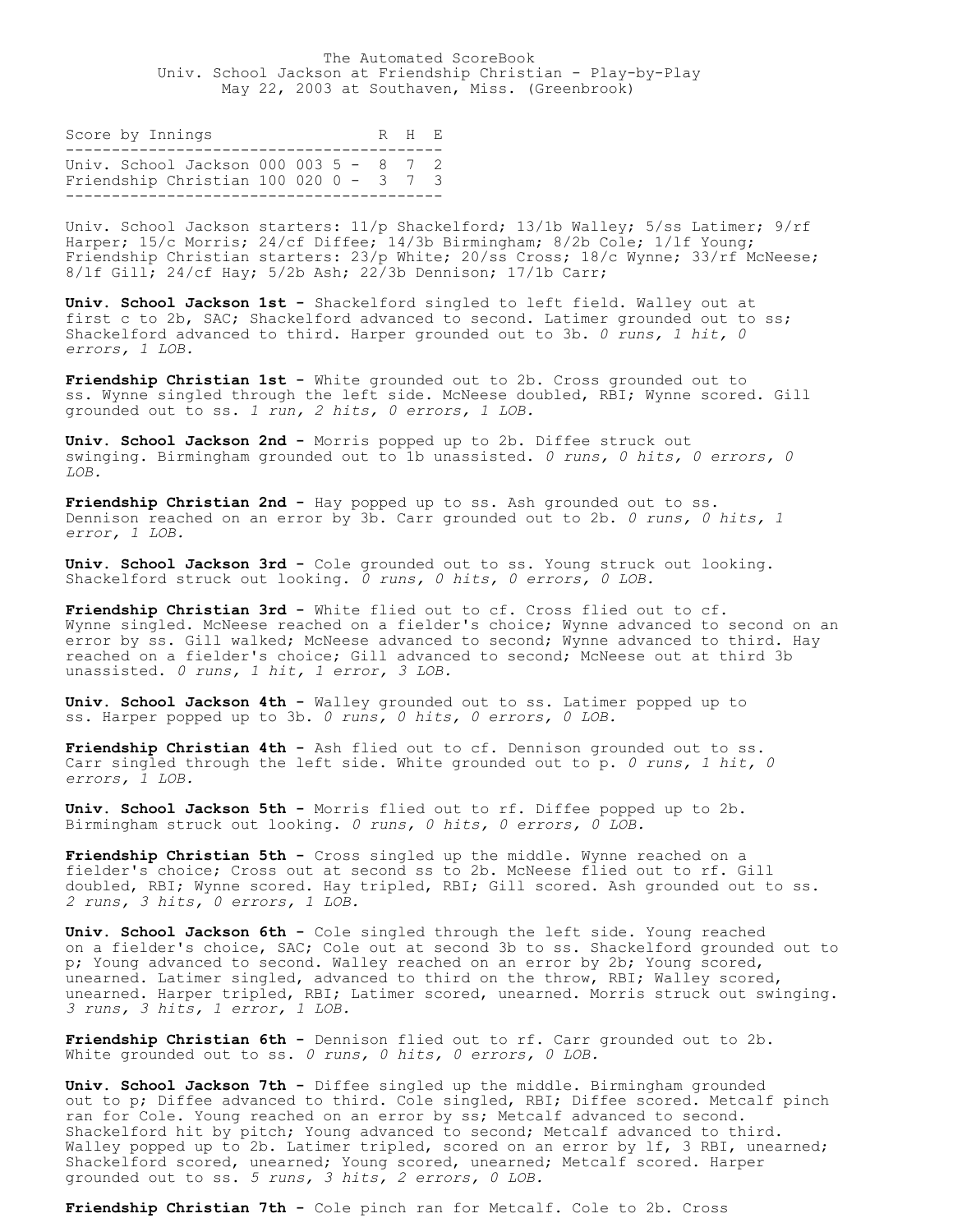The Automated ScoreBook
Univ. School Jackson at Friendship Christian - Play-by-Play
May 22, 2003 at Southaven, Miss. (Greenbrook)

| Score by Innings | | R | H | E |
|---|---|---|---|---|
| Univ. School Jackson | 000 003 5 - | 8 | 7 | 2 |
| Friendship Christian | 100 020 0 - | 3 | 7 | 3 |

Univ. School Jackson starters: 11/p Shackelford; 13/1b Walley; 5/ss Latimer; 9/rf Harper; 15/c Morris; 24/cf Diffee; 14/3b Birmingham; 8/2b Cole; 1/lf Young;
Friendship Christian starters: 23/p White; 20/ss Cross; 18/c Wynne; 33/rf McNeese; 8/lf Gill; 24/cf Hay; 5/2b Ash; 22/3b Dennison; 17/1b Carr;

**Univ. School Jackson 1st -** Shackelford singled to left field. Walley out at first c to 2b, SAC; Shackelford advanced to second. Latimer grounded out to ss; Shackelford advanced to third. Harper grounded out to 3b. *0 runs, 1 hit, 0 errors, 1 LOB.*

**Friendship Christian 1st -** White grounded out to 2b. Cross grounded out to ss. Wynne singled through the left side. McNeese doubled, RBI; Wynne scored. Gill grounded out to ss. *1 run, 2 hits, 0 errors, 1 LOB.*

**Univ. School Jackson 2nd -** Morris popped up to 2b. Diffee struck out swinging. Birmingham grounded out to 1b unassisted. *0 runs, 0 hits, 0 errors, 0 LOB.*

**Friendship Christian 2nd -** Hay popped up to ss. Ash grounded out to ss. Dennison reached on an error by 3b. Carr grounded out to 2b. *0 runs, 0 hits, 1 error, 1 LOB.*

**Univ. School Jackson 3rd -** Cole grounded out to ss. Young struck out looking. Shackelford struck out looking. *0 runs, 0 hits, 0 errors, 0 LOB.*

**Friendship Christian 3rd -** White flied out to cf. Cross flied out to cf. Wynne singled. McNeese reached on a fielder's choice; Wynne advanced to second on an error by ss. Gill walked; McNeese advanced to second; Wynne advanced to third. Hay reached on a fielder's choice; Gill advanced to second; McNeese out at third 3b unassisted. *0 runs, 1 hit, 1 error, 3 LOB.*

**Univ. School Jackson 4th -** Walley grounded out to ss. Latimer popped up to ss. Harper popped up to 3b. *0 runs, 0 hits, 0 errors, 0 LOB.*

**Friendship Christian 4th -** Ash flied out to cf. Dennison grounded out to ss. Carr singled through the left side. White grounded out to p. *0 runs, 1 hit, 0 errors, 1 LOB.*

**Univ. School Jackson 5th -** Morris flied out to rf. Diffee popped up to 2b. Birmingham struck out looking. *0 runs, 0 hits, 0 errors, 0 LOB.*

**Friendship Christian 5th -** Cross singled up the middle. Wynne reached on a fielder's choice; Cross out at second ss to 2b. McNeese flied out to rf. Gill doubled, RBI; Wynne scored. Hay tripled, RBI; Gill scored. Ash grounded out to ss. *2 runs, 3 hits, 0 errors, 1 LOB.*

**Univ. School Jackson 6th -** Cole singled through the left side. Young reached on a fielder's choice, SAC; Cole out at second 3b to ss. Shackelford grounded out to p; Young advanced to second. Walley reached on an error by 2b; Young scored, unearned. Latimer singled, advanced to third on the throw, RBI; Walley scored, unearned. Harper tripled, RBI; Latimer scored, unearned. Morris struck out swinging. *3 runs, 3 hits, 1 error, 1 LOB.*

**Friendship Christian 6th -** Dennison flied out to rf. Carr grounded out to 2b. White grounded out to ss. *0 runs, 0 hits, 0 errors, 0 LOB.*

**Univ. School Jackson 7th -** Diffee singled up the middle. Birmingham grounded out to p; Diffee advanced to third. Cole singled, RBI; Diffee scored. Metcalf pinch ran for Cole. Young reached on an error by ss; Metcalf advanced to second. Shackelford hit by pitch; Young advanced to second; Metcalf advanced to third. Walley popped up to 2b. Latimer tripled, scored on an error by lf, 3 RBI, unearned; Shackelford scored, unearned; Young scored, unearned; Metcalf scored. Harper grounded out to ss. *5 runs, 3 hits, 2 errors, 0 LOB.*

**Friendship Christian 7th -** Cole pinch ran for Metcalf. Cole to 2b. Cross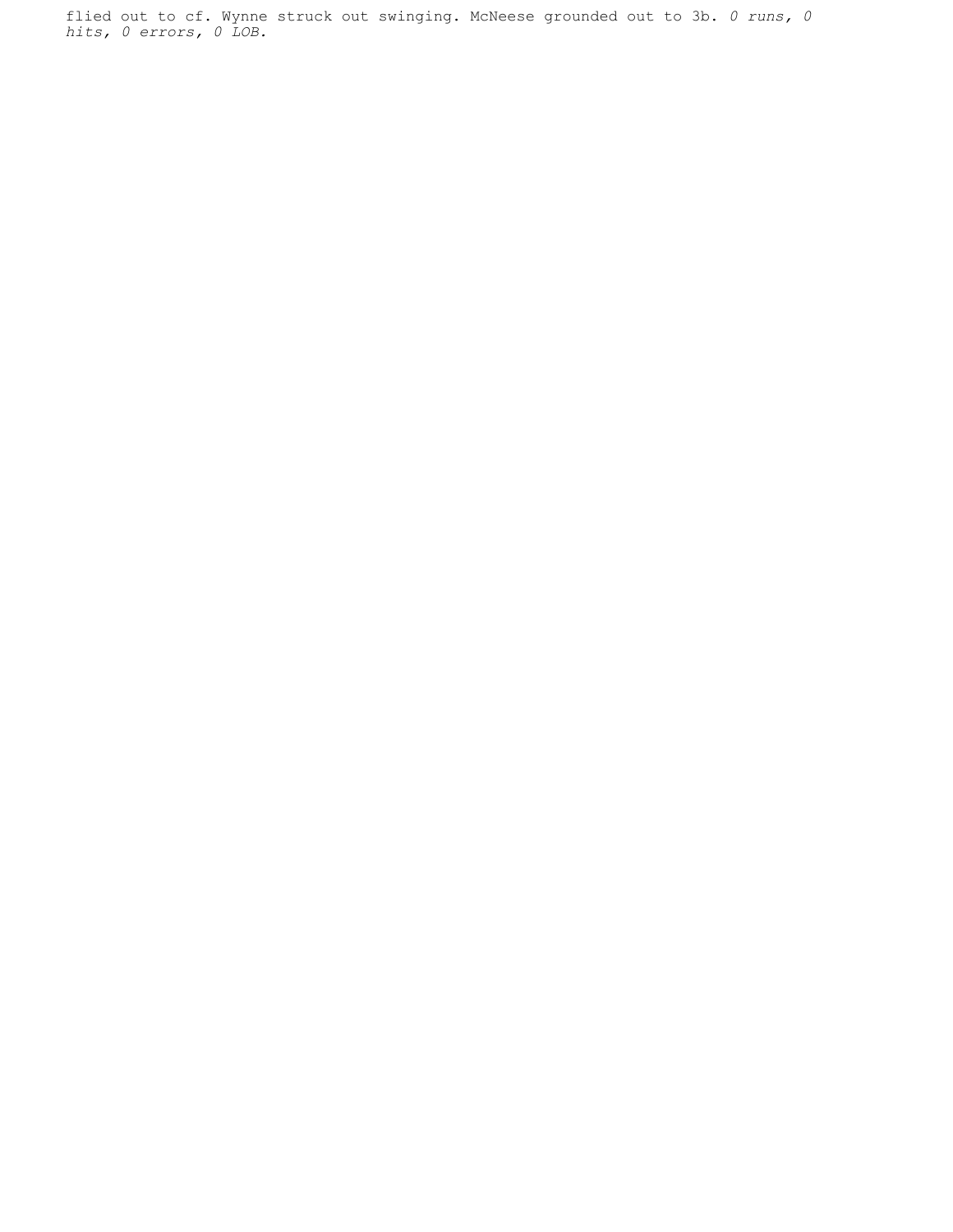flied out to cf. Wynne struck out swinging. McNeese grounded out to 3b. *0 runs, 0 hits, 0 errors, 0 LOB.*